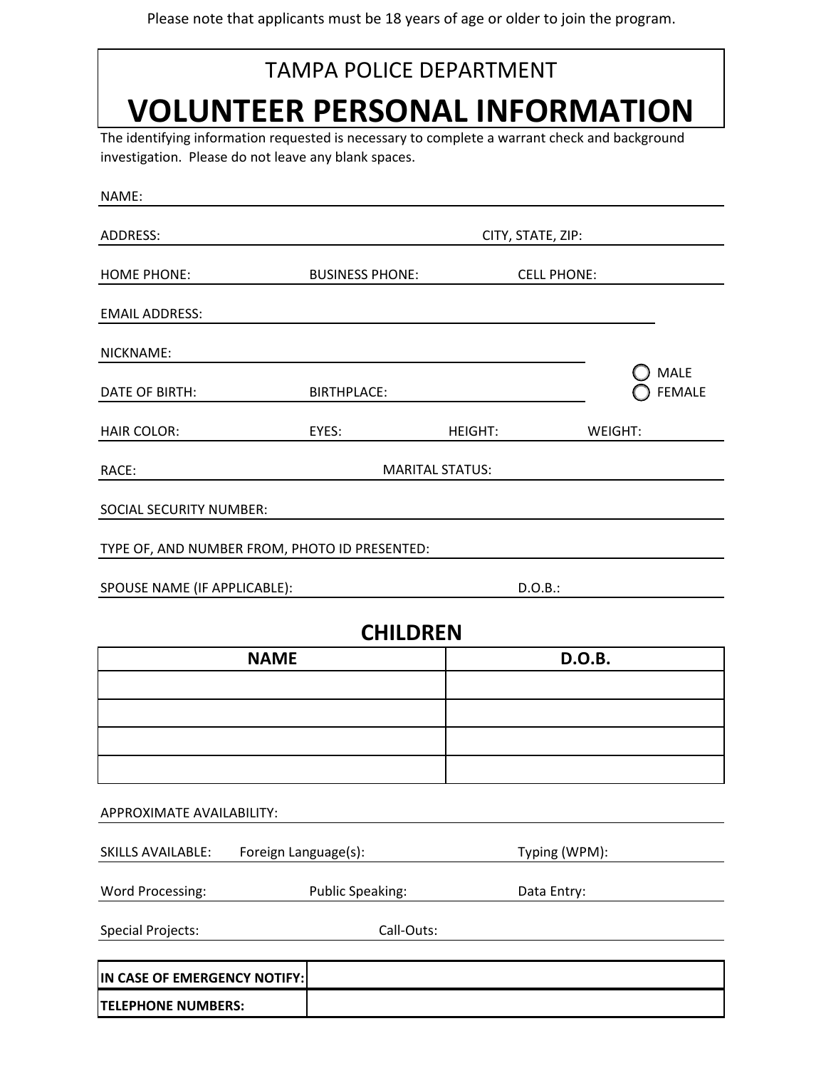Please note that applicants must be 18 years of age or older to join the program.

TAMPA POLICE DEPARTMENT

# VOLUNTEER PERSONAL INFORMATION

The identifying information requested is necessary to complete a warrant check and background investigation. Please do not leave any blank spaces.

NAME:

ADDRESS: CITY, STATE, ZIP:

HOME PHONE: BUSINESS PHONE: CELL PHONE:

EMAIL ADDRESS:

NICKNAME:

DATE OF BIRTH: BIRTHPLACE:

○ MALE
○ FEMALE

HAIR COLOR: EYES: HEIGHT: WEIGHT:

RACE: MARITAL STATUS:

SOCIAL SECURITY NUMBER:

TYPE OF, AND NUMBER FROM, PHOTO ID PRESENTED:

SPOUSE NAME (IF APPLICABLE): D.O.B.:

## CHILDREN

| NAME | D.O.B. |
|---|---|
| | |
| | |
| | |
| | |

APPROXIMATE AVAILABILITY:

SKILLS AVAILABLE: Foreign Language(s): Typing (WPM):

Word Processing: Public Speaking: Data Entry:

Special Projects: Call-Outs:

| **IN CASE OF EMERGENCY NOTIFY:** | |
|---|---|
| **TELEPHONE NUMBERS:** | |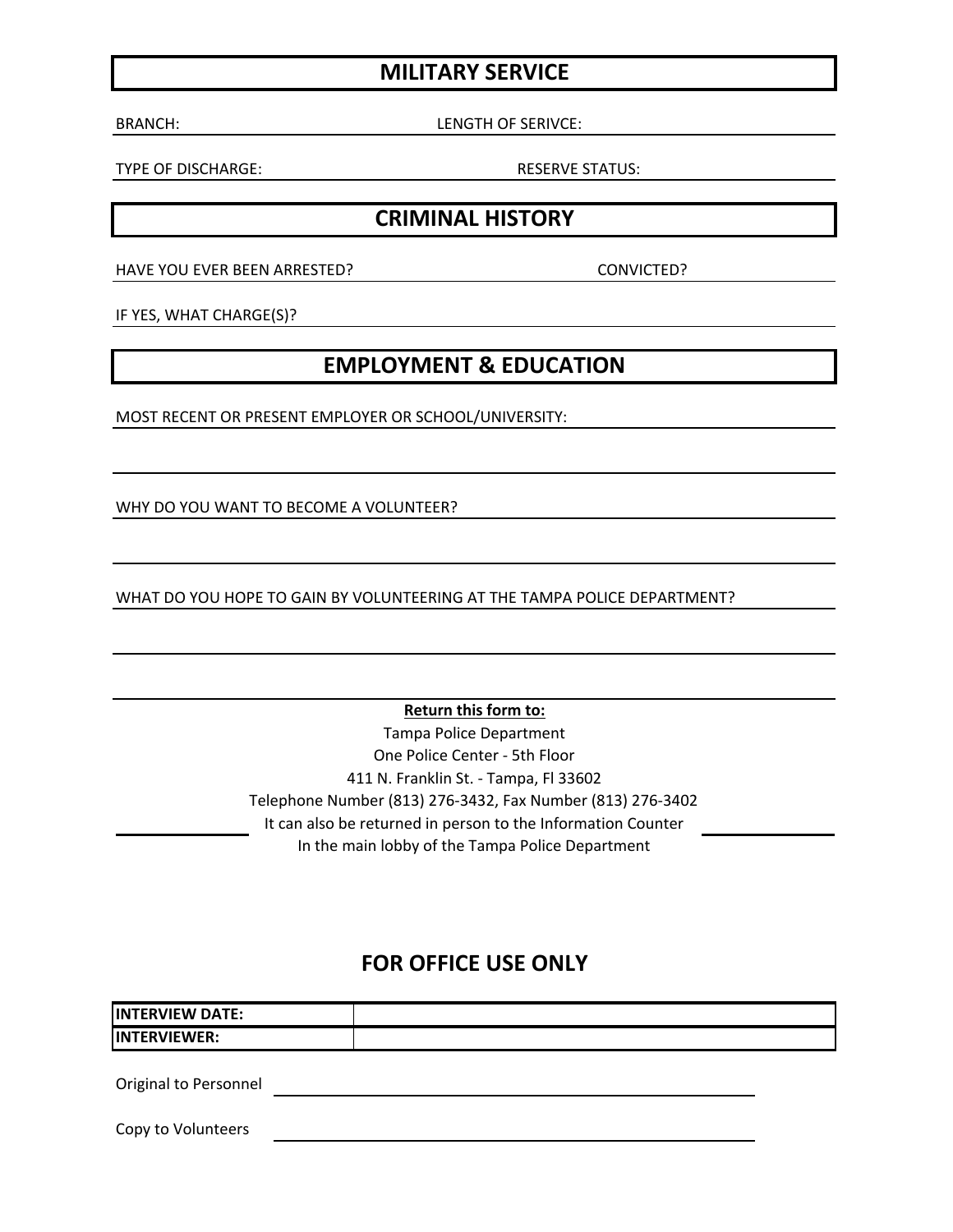## MILITARY SERVICE

BRANCH: LENGTH OF SERIVCE:

TYPE OF DISCHARGE: RESERVE STATUS:

## CRIMINAL HISTORY

HAVE YOU EVER BEEN ARRESTED? CONVICTED?

IF YES, WHAT CHARGE(S)?

## EMPLOYMENT & EDUCATION

MOST RECENT OR PRESENT EMPLOYER OR SCHOOL/UNIVERSITY:

WHY DO YOU WANT TO BECOME A VOLUNTEER?

WHAT DO YOU HOPE TO GAIN BY VOLUNTEERING AT THE TAMPA POLICE DEPARTMENT?

**Return this form to:**

Tampa Police Department
One Police Center - 5th Floor
411 N. Franklin St. - Tampa, Fl 33602
Telephone Number (813) 276-3432, Fax Number (813) 276-3402
It can also be returned in person to the Information Counter
In the main lobby of the Tampa Police Department

## FOR OFFICE USE ONLY

| | |
|---|---|
| **INTERVIEW DATE:** | |
| **INTERVIEWER:** | |

Original to Personnel

Copy to Volunteers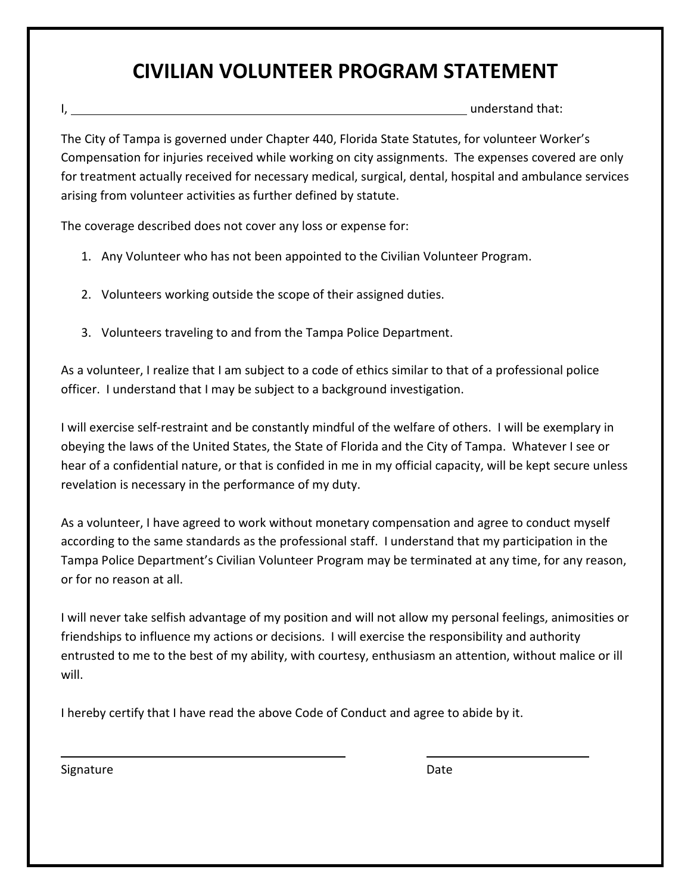# CIVILIAN VOLUNTEER PROGRAM STATEMENT

I, \_\_\_\_\_\_\_\_\_\_\_\_\_\_\_\_\_\_\_\_\_\_\_\_\_\_\_\_\_\_\_\_\_\_\_\_\_\_\_\_\_\_\_\_\_\_\_\_\_\_ understand that:

The City of Tampa is governed under Chapter 440, Florida State Statutes, for volunteer Worker's Compensation for injuries received while working on city assignments. The expenses covered are only for treatment actually received for necessary medical, surgical, dental, hospital and ambulance services arising from volunteer activities as further defined by statute.

The coverage described does not cover any loss or expense for:

1. Any Volunteer who has not been appointed to the Civilian Volunteer Program.
2. Volunteers working outside the scope of their assigned duties.
3. Volunteers traveling to and from the Tampa Police Department.

As a volunteer, I realize that I am subject to a code of ethics similar to that of a professional police officer. I understand that I may be subject to a background investigation.

I will exercise self-restraint and be constantly mindful of the welfare of others. I will be exemplary in obeying the laws of the United States, the State of Florida and the City of Tampa. Whatever I see or hear of a confidential nature, or that is confided in me in my official capacity, will be kept secure unless revelation is necessary in the performance of my duty.

As a volunteer, I have agreed to work without monetary compensation and agree to conduct myself according to the same standards as the professional staff. I understand that my participation in the Tampa Police Department's Civilian Volunteer Program may be terminated at any time, for any reason, or for no reason at all.

I will never take selfish advantage of my position and will not allow my personal feelings, animosities or friendships to influence my actions or decisions. I will exercise the responsibility and authority entrusted to me to the best of my ability, with courtesy, enthusiasm an attention, without malice or ill will.

I hereby certify that I have read the above Code of Conduct and agree to abide by it.

\_\_\_\_\_\_\_\_\_\_\_\_\_\_\_\_\_\_\_\_\_\_\_\_\_\_\_\_\_\_\_\_\_\_\_\_\_\_ \_\_\_\_\_\_\_\_\_\_\_\_\_\_\_\_\_\_\_\_\_\_

Signature Date